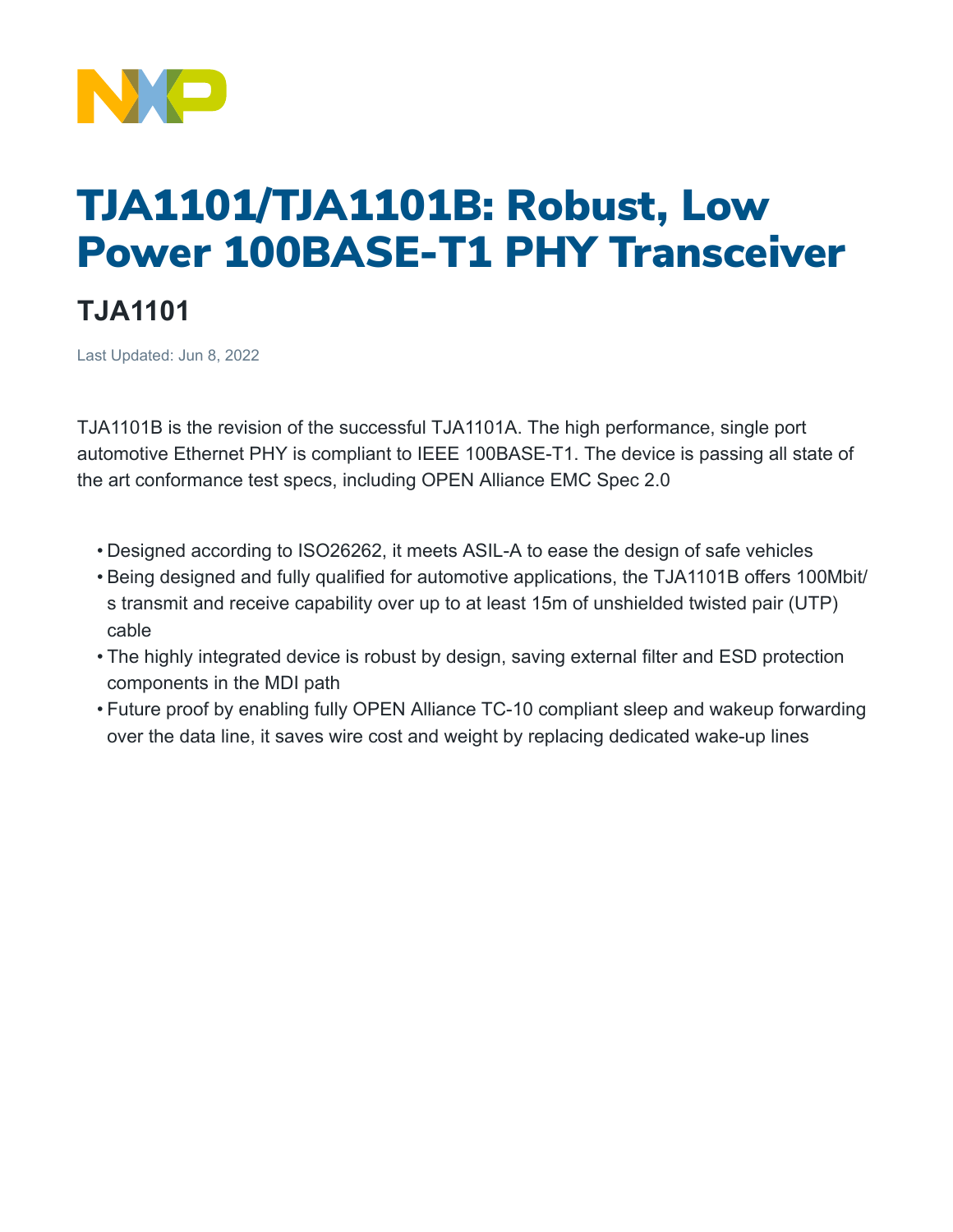# TJA1101/TJA1101B: Robust, Low Power 100BASE-T1 PHY Transceiver

## TJA1101

Last Updated: Jun 8, 2022

TJA1101B is the revision of the successful TJA1101A. The high performance, single port automotive Ethernet PHY is compliant to IEEE 100BASE-T1. The device is passing all state of the art conformance test specs, including OPEN Alliance EMC Spec 2.0

- Designed according to ISO26262, it meets ASIL-A to ease the design of safe vehicles
- Being designed and fully qualified for automotive applications, the TJA1101B offers 100Mbit/s transmit and receive capability over up to at least 15m of unshielded twisted pair (UTP) cable
- The highly integrated device is robust by design, saving external filter and ESD protection components in the MDI path
- Future proof by enabling fully OPEN Alliance TC-10 compliant sleep and wakeup forwarding over the data line, it saves wire cost and weight by replacing dedicated wake-up lines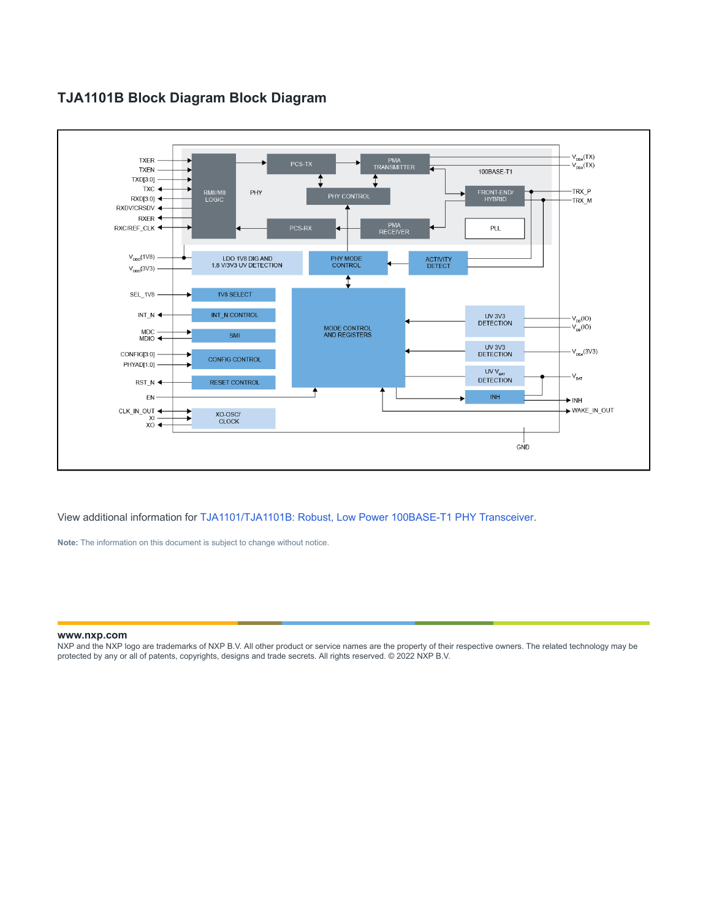## TJA1101B Block Diagram Block Diagram

TXER
TXEN
TXD[3:0]
TXC
RXD[3:0]
RXDV/CRSDV
RXER
RXC/REF_CLK
RMII/MII LOGIC
PHY
PCS-TX
PMA TRANSMITTER
PHY CONTROL
PCS-RX
PMA RECEIVER
100BASE-T1
FRONT-END/ HYBRID
PLL
$V_{DDA}$(TX)
$V_{DDA}$(TX)
TRX_P
TRX_M
$V_{DDD}$(1V8)
$V_{DDD}$(3V3)
LDO 1V8 DIG AND 1.8 V/3V3 UV DETECTION
PHY MODE CONTROL
ACTIVITY DETECT
SEL_1V8
1V8 SELECT
INT_N
INT_N CONTROL
MDC
MDIO
SMI
CONFIG[3:0]
PHYAD[1:0]
CONFIG CONTROL
RST_N
RESET CONTROL
EN
MODE CONTROL AND REGISTERS
UV 3V3 DETECTION
$V_{DD}$(IO)
$V_{DD}$(IO)
UV 3V3 DETECTION
$V_{DDA}$(3V3)
UV $V_{BAT}$ DETECTION
$V_{BAT}$
INH
INH
WAKE_IN_OUT
CLK_IN_OUT
XI
XO
XO-OSC/ CLOCK
GND

View additional information for TJA1101/TJA1101B: Robust, Low Power 100BASE-T1 PHY Transceiver.

**Note:** The information on this document is subject to change without notice.